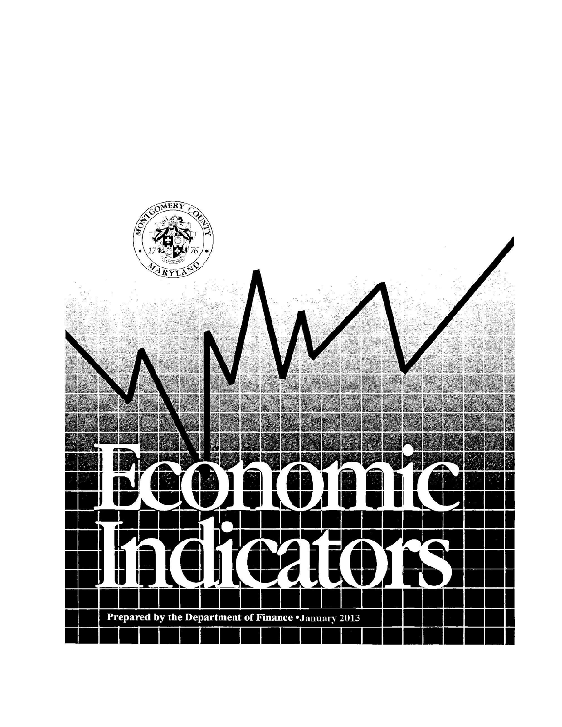# Economic Indicators

Prepared by the Department of Finance • January 2013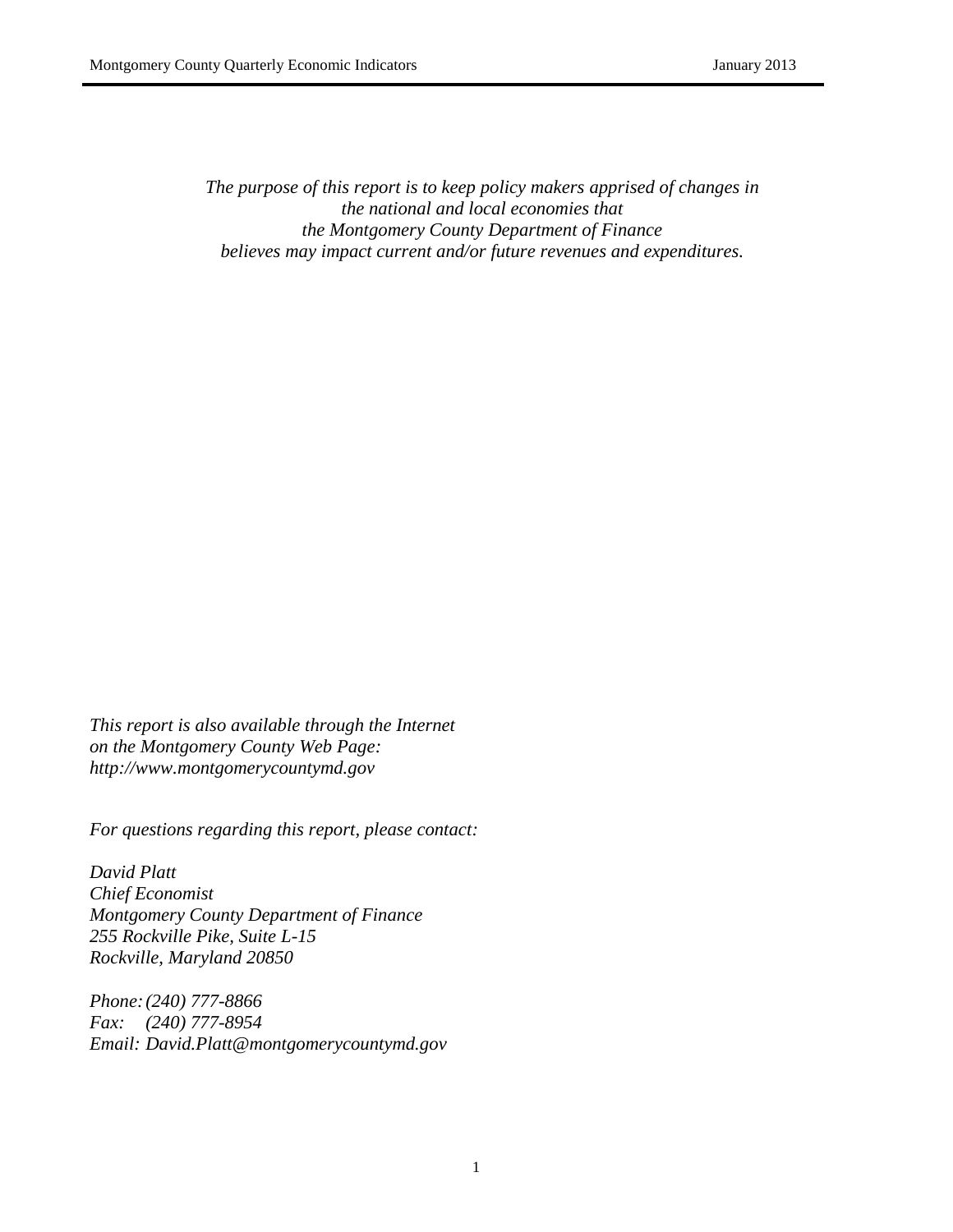*The purpose of this report is to keep policy makers apprised of changes in the national and local economies that the Montgomery County Department of Finance believes may impact current and/or future revenues and expenditures.*

*This report is also available through the Internet on the Montgomery County Web Page: http://www.montgomerycountymd.gov*

*For questions regarding this report, please contact:*

*David Platt*
*Chief Economist*
*Montgomery County Department of Finance*
*255 Rockville Pike, Suite L-15*
*Rockville, Maryland 20850*

*Phone: (240) 777-8866*
*Fax: (240) 777-8954*
*Email: David.Platt@montgomerycountymd.gov*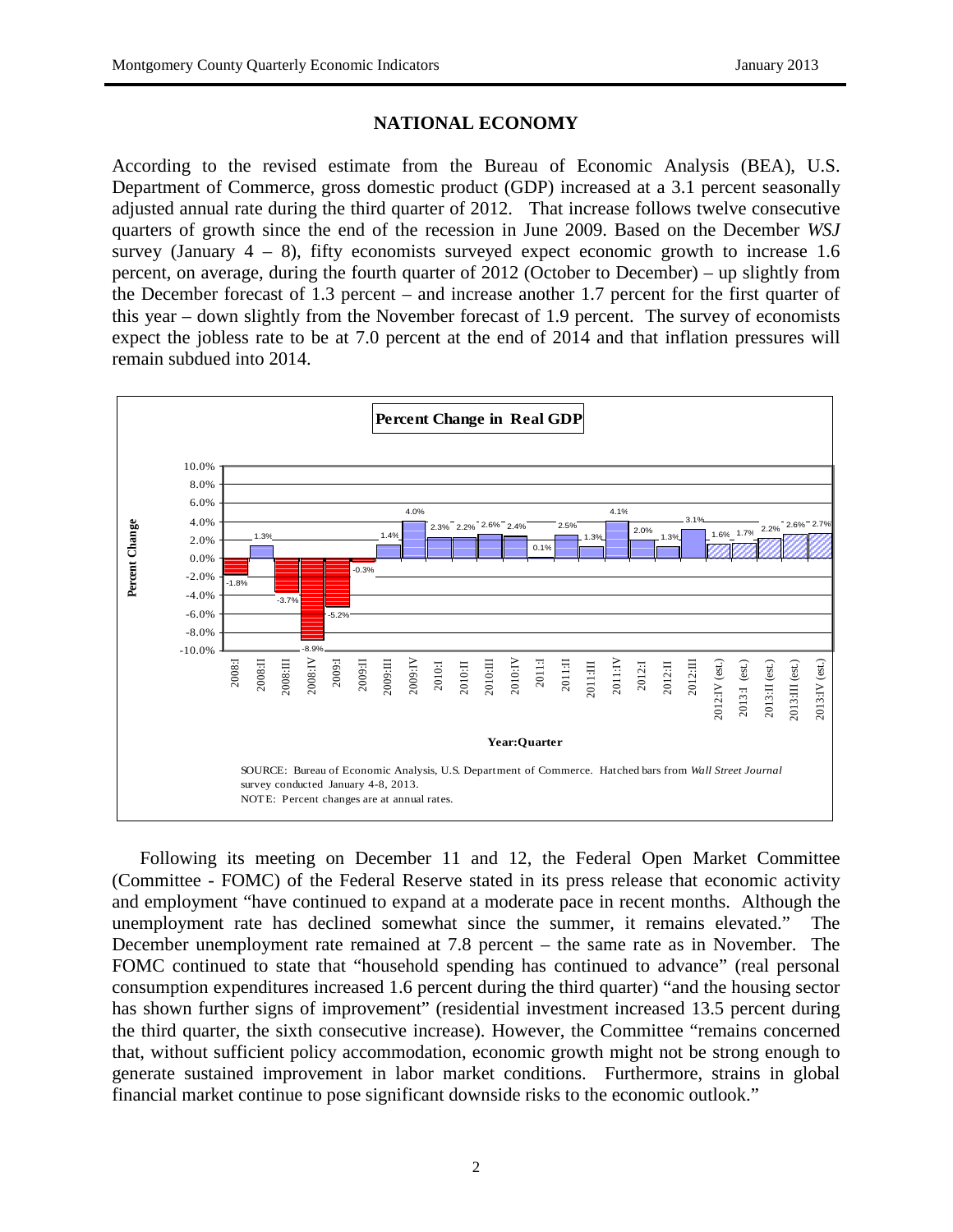## NATIONAL ECONOMY

According to the revised estimate from the Bureau of Economic Analysis (BEA), U.S. Department of Commerce, gross domestic product (GDP) increased at a 3.1 percent seasonally adjusted annual rate during the third quarter of 2012. That increase follows twelve consecutive quarters of growth since the end of the recession in June 2009. Based on the December *WSJ* survey (January 4 – 8), fifty economists surveyed expect economic growth to increase 1.6 percent, on average, during the fourth quarter of 2012 (October to December) – up slightly from the December forecast of 1.3 percent – and increase another 1.7 percent for the first quarter of this year – down slightly from the November forecast of 1.9 percent. The survey of economists expect the jobless rate to be at 7.0 percent at the end of 2014 and that inflation pressures will remain subdued into 2014.

**Percent Change in Real GDP**

Percent Change

10.0%
8.0%
6.0%
4.0%
2.0%
0.0%
-2.0%
-4.0%
-6.0%
-8.0%
-10.0%

-1.8%
1.3%
-3.7%
-8.9%
-5.2%
-0.3%
1.4%
4.0%
2.3%
2.2%
2.6%
2.4%
0.1%
2.5%
1.3%
4.1%
2.0%
1.3%
3.1%
1.6%
1.7%
2.2%
2.6%
2.7%

2008:I
2008:II
2008:III
2008:IV
2009:I
2009:II
2009:III
2009:IV
2010:I
2010:II
2010:III
2010:IV
2011:I
2011:II
2011:III
2011:IV
2012:I
2012:II
2012:III
2012:IV (est.)
2013:I (est.)
2013:II (est.)
2013:III (est.)
2013:IV (est.)

**Year:Quarter**

SOURCE: Bureau of Economic Analysis, U.S. Department of Commerce. Hatched bars from *Wall Street Journal* survey conducted January 4-8, 2013.
NOTE: Percent changes are at annual rates.

Following its meeting on December 11 and 12, the Federal Open Market Committee (Committee - FOMC) of the Federal Reserve stated in its press release that economic activity and employment "have continued to expand at a moderate pace in recent months. Although the unemployment rate has declined somewhat since the summer, it remains elevated." The December unemployment rate remained at 7.8 percent – the same rate as in November. The FOMC continued to state that "household spending has continued to advance" (real personal consumption expenditures increased 1.6 percent during the third quarter) "and the housing sector has shown further signs of improvement" (residential investment increased 13.5 percent during the third quarter, the sixth consecutive increase). However, the Committee "remains concerned that, without sufficient policy accommodation, economic growth might not be strong enough to generate sustained improvement in labor market conditions. Furthermore, strains in global financial market continue to pose significant downside risks to the economic outlook."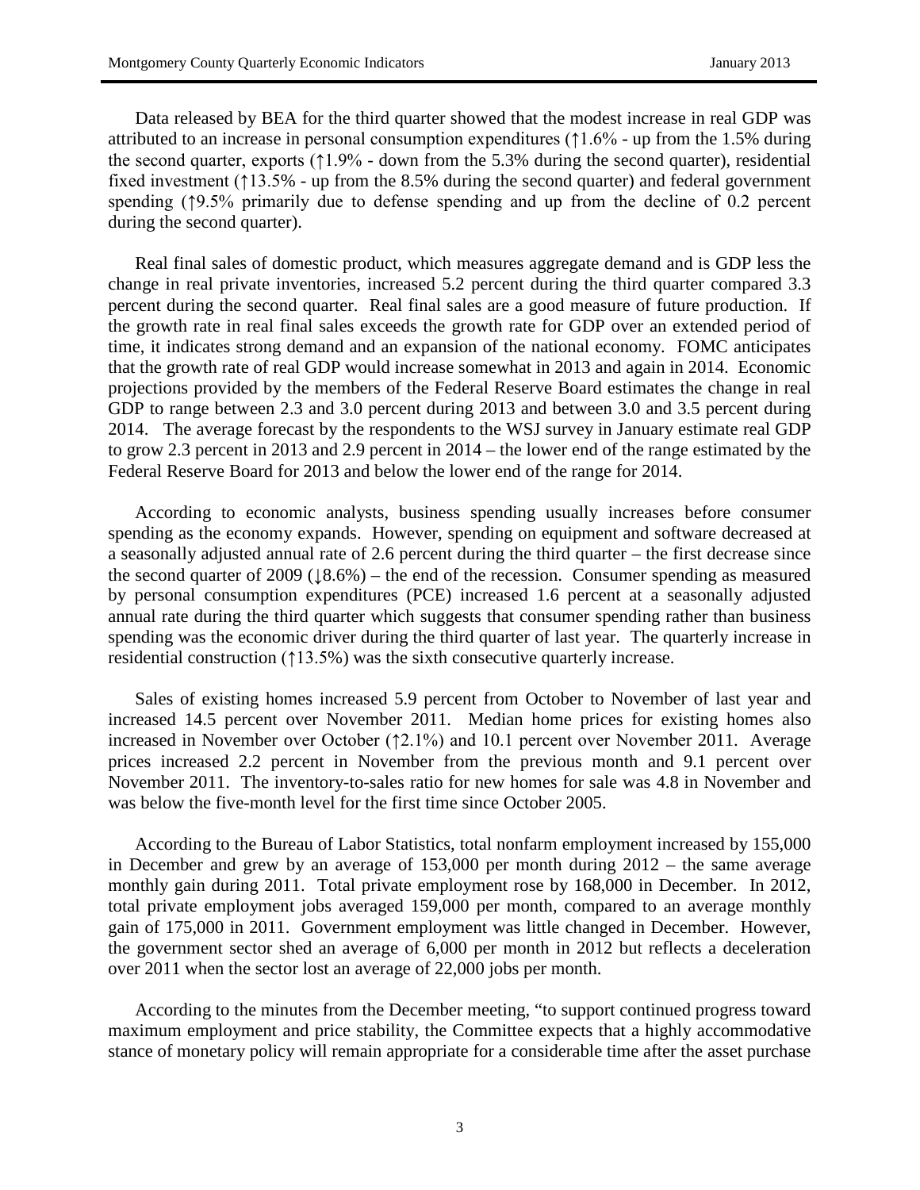Data released by BEA for the third quarter showed that the modest increase in real GDP was attributed to an increase in personal consumption expenditures (↑1.6% - up from the 1.5% during the second quarter, exports (↑1.9% - down from the 5.3% during the second quarter), residential fixed investment (↑13.5% - up from the 8.5% during the second quarter) and federal government spending (↑9.5% primarily due to defense spending and up from the decline of 0.2 percent during the second quarter).

Real final sales of domestic product, which measures aggregate demand and is GDP less the change in real private inventories, increased 5.2 percent during the third quarter compared 3.3 percent during the second quarter. Real final sales are a good measure of future production. If the growth rate in real final sales exceeds the growth rate for GDP over an extended period of time, it indicates strong demand and an expansion of the national economy. FOMC anticipates that the growth rate of real GDP would increase somewhat in 2013 and again in 2014. Economic projections provided by the members of the Federal Reserve Board estimates the change in real GDP to range between 2.3 and 3.0 percent during 2013 and between 3.0 and 3.5 percent during 2014. The average forecast by the respondents to the WSJ survey in January estimate real GDP to grow 2.3 percent in 2013 and 2.9 percent in 2014 – the lower end of the range estimated by the Federal Reserve Board for 2013 and below the lower end of the range for 2014.

According to economic analysts, business spending usually increases before consumer spending as the economy expands. However, spending on equipment and software decreased at a seasonally adjusted annual rate of 2.6 percent during the third quarter – the first decrease since the second quarter of 2009 (↓8.6%) – the end of the recession. Consumer spending as measured by personal consumption expenditures (PCE) increased 1.6 percent at a seasonally adjusted annual rate during the third quarter which suggests that consumer spending rather than business spending was the economic driver during the third quarter of last year. The quarterly increase in residential construction (↑13.5%) was the sixth consecutive quarterly increase.

Sales of existing homes increased 5.9 percent from October to November of last year and increased 14.5 percent over November 2011. Median home prices for existing homes also increased in November over October (↑2.1%) and 10.1 percent over November 2011. Average prices increased 2.2 percent in November from the previous month and 9.1 percent over November 2011. The inventory-to-sales ratio for new homes for sale was 4.8 in November and was below the five-month level for the first time since October 2005.

According to the Bureau of Labor Statistics, total nonfarm employment increased by 155,000 in December and grew by an average of 153,000 per month during 2012 – the same average monthly gain during 2011. Total private employment rose by 168,000 in December. In 2012, total private employment jobs averaged 159,000 per month, compared to an average monthly gain of 175,000 in 2011. Government employment was little changed in December. However, the government sector shed an average of 6,000 per month in 2012 but reflects a deceleration over 2011 when the sector lost an average of 22,000 jobs per month.

According to the minutes from the December meeting, "to support continued progress toward maximum employment and price stability, the Committee expects that a highly accommodative stance of monetary policy will remain appropriate for a considerable time after the asset purchase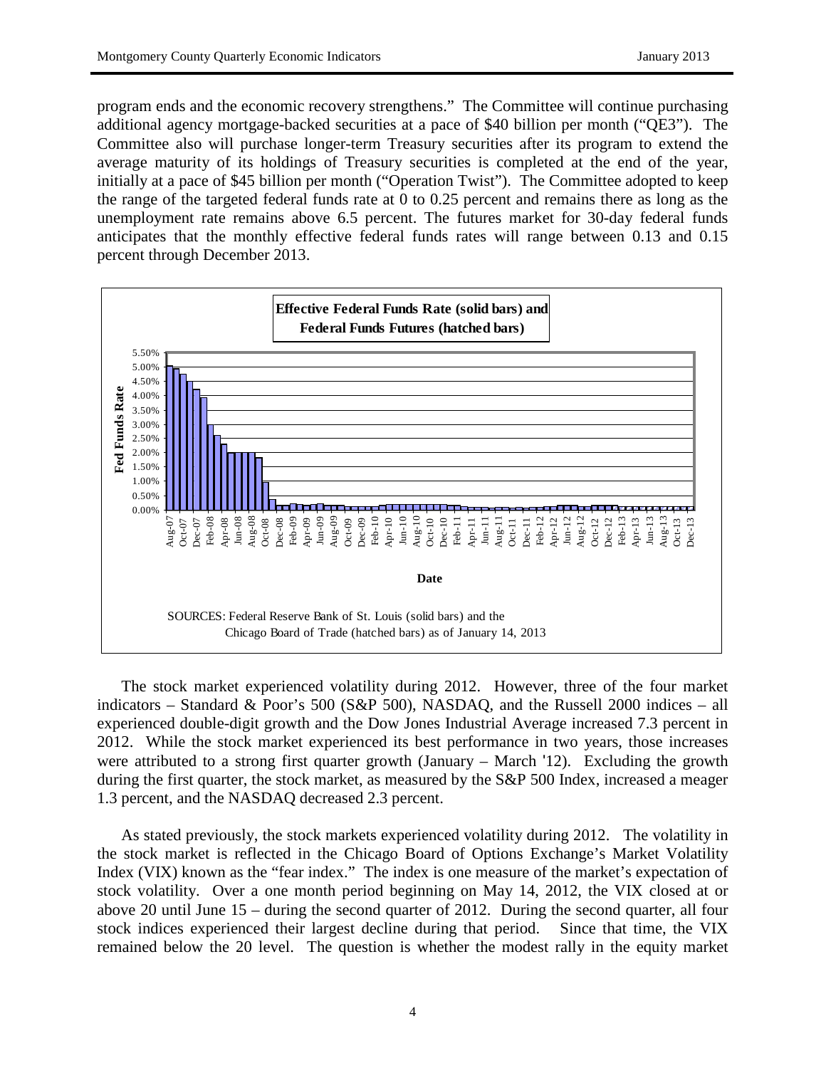program ends and the economic recovery strengthens." The Committee will continue purchasing additional agency mortgage-backed securities at a pace of $40 billion per month ("QE3"). The Committee also will purchase longer-term Treasury securities after its program to extend the average maturity of its holdings of Treasury securities is completed at the end of the year, initially at a pace of $45 billion per month ("Operation Twist"). The Committee adopted to keep the range of the targeted federal funds rate at 0 to 0.25 percent and remains there as long as the unemployment rate remains above 6.5 percent. The futures market for 30-day federal funds anticipates that the monthly effective federal funds rates will range between 0.13 and 0.15 percent through December 2013.

**Effective Federal Funds Rate (solid bars) and Federal Funds Futures (hatched bars)**

Fed Funds Rate

5.50%
5.00%
4.50%
4.00%
3.50%
3.00%
2.50%
2.00%
1.50%
1.00%
0.50%
0.00%

Aug-07 Oct-07 Dec-07 Feb-08 Apr-08 Jun-08 Aug-08 Oct-08 Dec-08 Feb-09 Apr-09 Jun-09 Aug-09 Oct-09 Dec-09 Feb-10 Apr-10 Jun-10 Aug-10 Oct-10 Dec-10 Feb-11 Apr-11 Jun-11 Aug-11 Oct-11 Dec-11 Feb-12 Apr-12 Jun-12 Aug-12 Oct-12 Dec-12 Feb-13 Apr-13 Jun-13 Aug-13 Oct-13 Dec-13

Date

SOURCES: Federal Reserve Bank of St. Louis (solid bars) and the Chicago Board of Trade (hatched bars) as of January 14, 2013

The stock market experienced volatility during 2012. However, three of the four market indicators – Standard & Poor's 500 (S&P 500), NASDAQ, and the Russell 2000 indices – all experienced double-digit growth and the Dow Jones Industrial Average increased 7.3 percent in 2012. While the stock market experienced its best performance in two years, those increases were attributed to a strong first quarter growth (January – March '12). Excluding the growth during the first quarter, the stock market, as measured by the S&P 500 Index, increased a meager 1.3 percent, and the NASDAQ decreased 2.3 percent.

As stated previously, the stock markets experienced volatility during 2012. The volatility in the stock market is reflected in the Chicago Board of Options Exchange's Market Volatility Index (VIX) known as the "fear index." The index is one measure of the market's expectation of stock volatility. Over a one month period beginning on May 14, 2012, the VIX closed at or above 20 until June 15 – during the second quarter of 2012. During the second quarter, all four stock indices experienced their largest decline during that period. Since that time, the VIX remained below the 20 level. The question is whether the modest rally in the equity market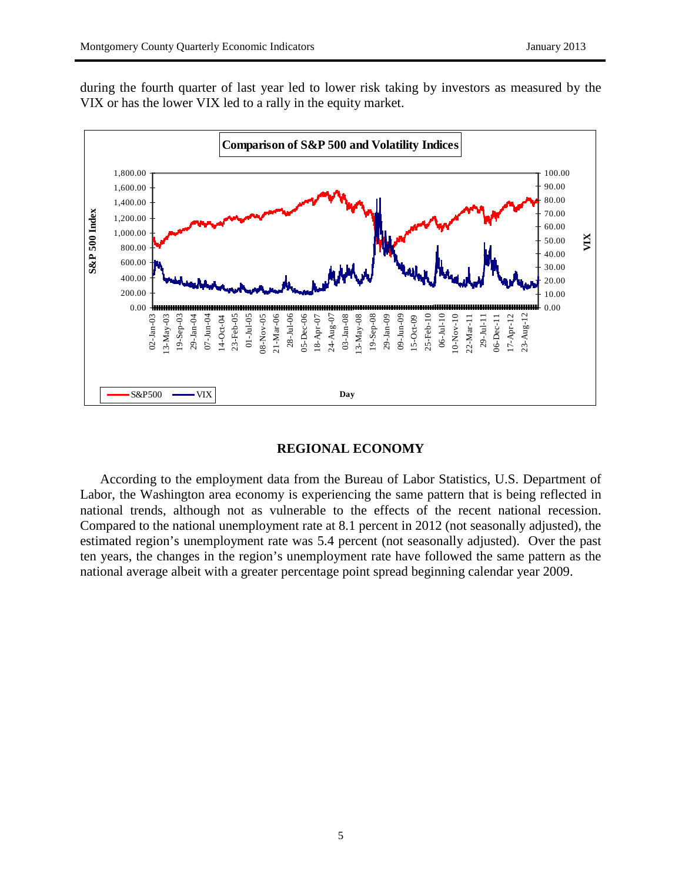during the fourth quarter of last year led to lower risk taking by investors as measured by the VIX or has the lower VIX led to a rally in the equity market.

Comparison of S&P 500 and Volatility Indices

S&P 500 Index

1,800.00
1,600.00
1,400.00
1,200.00
1,000.00
800.00
600.00
400.00
200.00
0.00

VIX

100.00
90.00
80.00
70.00
60.00
50.00
40.00
30.00
20.00
10.00
0.00

02-Jan-03, 13-May-03, 19-Sep-03, 29-Jan-04, 07-Jun-04, 14-Oct-04, 23-Feb-05, 01-Jul-05, 08-Nov-05, 21-Mar-06, 28-Jul-06, 05-Dec-06, 18-Apr-07, 24-Aug-07, 03-Jan-08, 13-May-08, 19-Sep-08, 29-Jan-09, 09-Jun-09, 15-Oct-09, 25-Feb-10, 06-Jul-10, 10-Nov-10, 22-Mar-11, 29-Jul-11, 06-Dec-11, 17-Apr-12, 23-Aug-12

Day

S&P500 — VIX

## REGIONAL ECONOMY

According to the employment data from the Bureau of Labor Statistics, U.S. Department of Labor, the Washington area economy is experiencing the same pattern that is being reflected in national trends, although not as vulnerable to the effects of the recent national recession. Compared to the national unemployment rate at 8.1 percent in 2012 (not seasonally adjusted), the estimated region's unemployment rate was 5.4 percent (not seasonally adjusted). Over the past ten years, the changes in the region's unemployment rate have followed the same pattern as the national average albeit with a greater percentage point spread beginning calendar year 2009.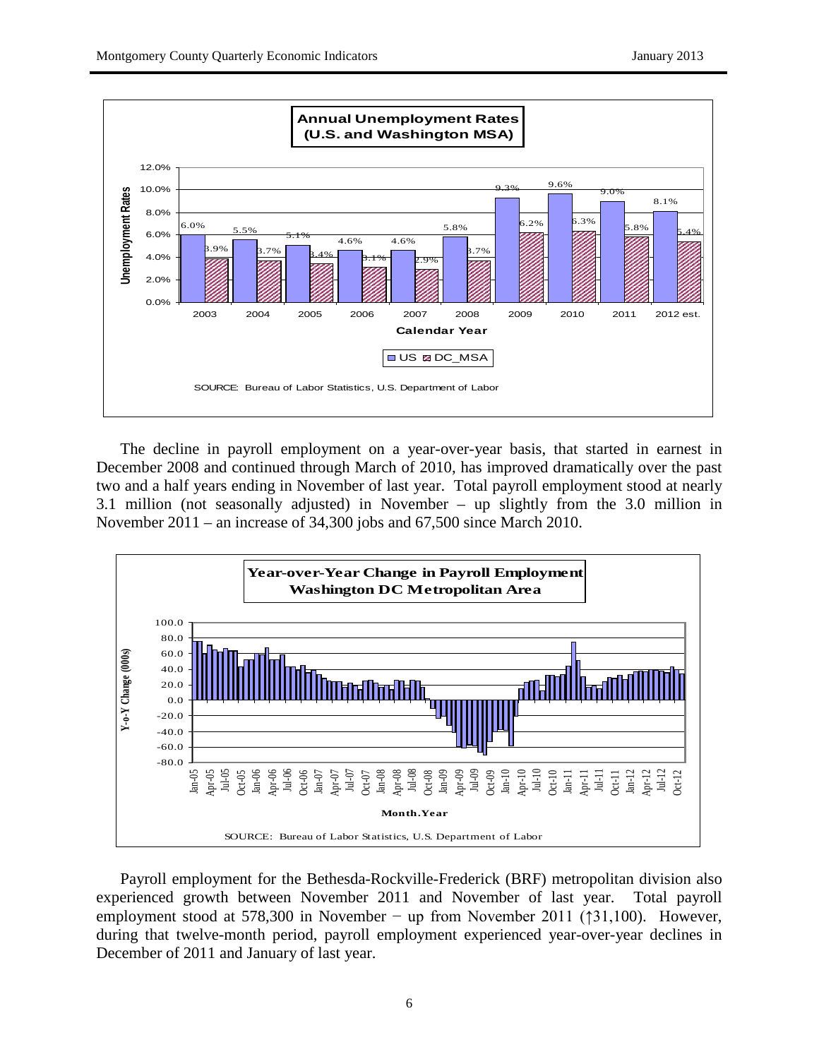**Annual Unemployment Rates (U.S. and Washington MSA)**

Unemployment Rates

12.0%
10.0%
8.0%
6.0%
4.0%
2.0%
0.0%

6.0% 3.9% 5.5% 3.7% 5.1% 3.4% 4.6% 3.1% 4.6% 2.9% 5.8% 3.7% 9.3% 6.2% 9.6% 6.3% 9.0% 5.8% 8.1% 5.4%

2003 2004 2005 2006 2007 2008 2009 2010 2011 2012 est.

Calendar Year

US DC_MSA

SOURCE: Bureau of Labor Statistics, U.S. Department of Labor

The decline in payroll employment on a year-over-year basis, that started in earnest in December 2008 and continued through March of 2010, has improved dramatically over the past two and a half years ending in November of last year. Total payroll employment stood at nearly 3.1 million (not seasonally adjusted) in November – up slightly from the 3.0 million in November 2011 – an increase of 34,300 jobs and 67,500 since March 2010.

**Year-over-Year Change in Payroll Employment Washington DC Metropolitan Area**

Y-o-Y Change (000s)

100.0
80.0
60.0
40.0
20.0
0.0
-20.0
-40.0
-60.0
-80.0

Jan-05 Apr-05 Jul-05 Oct-05 Jan-06 Apr-06 Jul-06 Oct-06 Jan-07 Apr-07 Jul-07 Oct-07 Jan-08 Apr-08 Jul-08 Oct-08 Jan-09 Apr-09 Jul-09 Oct-09 Jan-10 Apr-10 Jul-10 Oct-10 Jan-11 Apr-11 Jul-11 Oct-11 Jan-12 Apr-12 Jul-12 Oct-12

Month.Year

SOURCE: Bureau of Labor Statistics, U.S. Department of Labor

Payroll employment for the Bethesda-Rockville-Frederick (BRF) metropolitan division also experienced growth between November 2011 and November of last year. Total payroll employment stood at 578,300 in November − up from November 2011 (↑31,100). However, during that twelve-month period, payroll employment experienced year-over-year declines in December of 2011 and January of last year.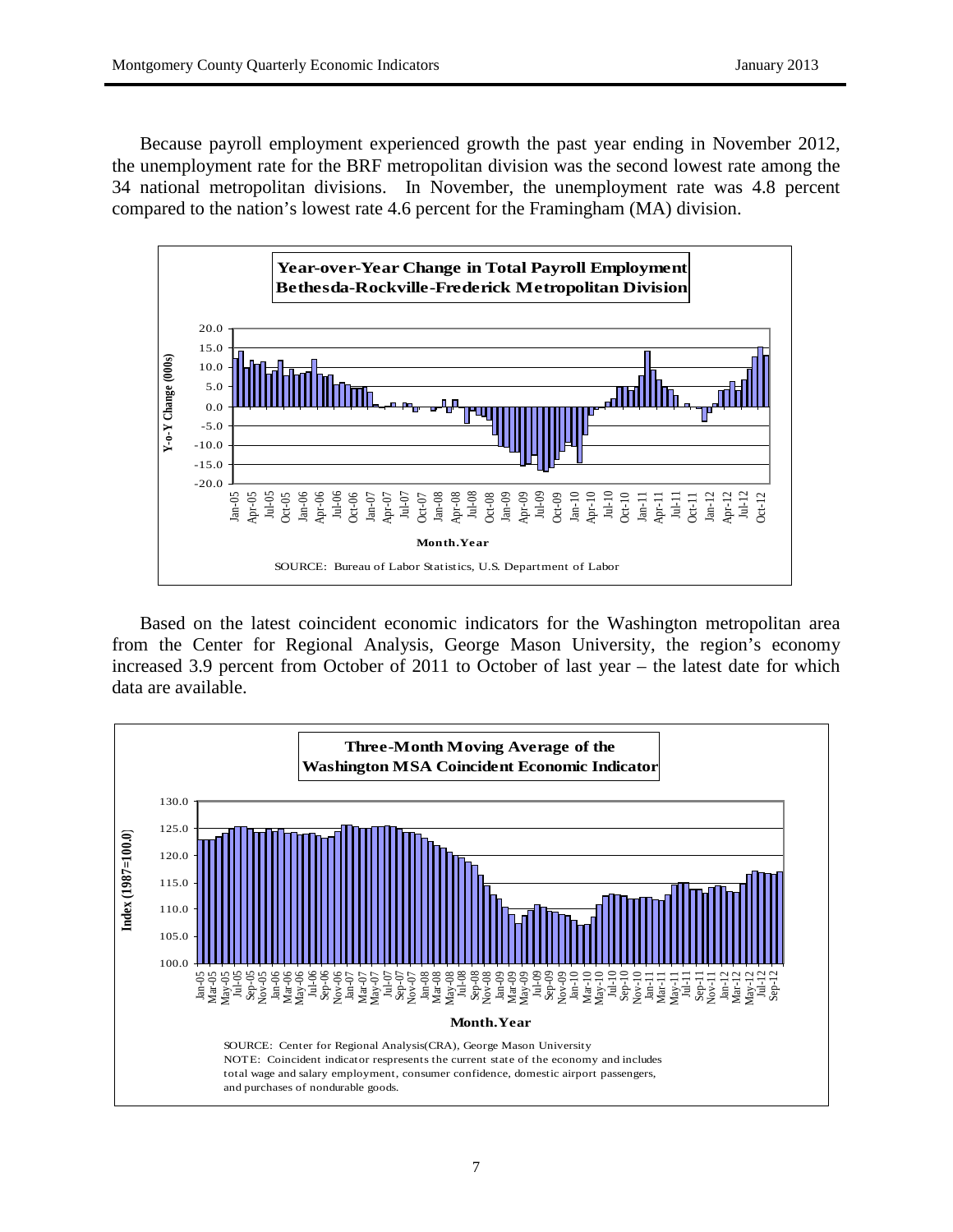Because payroll employment experienced growth the past year ending in November 2012, the unemployment rate for the BRF metropolitan division was the second lowest rate among the 34 national metropolitan divisions. In November, the unemployment rate was 4.8 percent compared to the nation's lowest rate 4.6 percent for the Framingham (MA) division.

**Year-over-Year Change in Total Payroll Employment**
**Bethesda-Rockville-Frederick Metropolitan Division**

Y-o-Y Change (000s)

20.0
15.0
10.0
5.0
0.0
-5.0
-10.0
-15.0
-20.0

Jan-05 Apr-05 Jul-05 Oct-05 Jan-06 Apr-06 Jul-06 Oct-06 Jan-07 Apr-07 Jul-07 Oct-07 Jan-08 Apr-08 Jul-08 Oct-08 Jan-09 Apr-09 Jul-09 Oct-09 Jan-10 Apr-10 Jul-10 Oct-10 Jan-11 Apr-11 Jul-11 Oct-11 Jan-12 Apr-12 Jul-12 Oct-12

Month.Year

SOURCE: Bureau of Labor Statistics, U.S. Department of Labor

Based on the latest coincident economic indicators for the Washington metropolitan area from the Center for Regional Analysis, George Mason University, the region's economy increased 3.9 percent from October of 2011 to October of last year – the latest date for which data are available.

**Three-Month Moving Average of the**
**Washington MSA Coincident Economic Indicator**

Index (1987=100.0)

130.0
125.0
120.0
115.0
110.0
105.0
100.0

Jan-05 Mar-05 May-05 Jul-05 Sep-05 Nov-05 Jan-06 Mar-06 May-06 Jul-06 Sep-06 Nov-06 Jan-07 Mar-07 May-07 Jul-07 Sep-07 Nov-07 Jan-08 Mar-08 May-08 Jul-08 Sep-08 Nov-08 Jan-09 Mar-09 May-09 Jul-09 Sep-09 Nov-09 Jan-10 Mar-10 May-10 Jul-10 Sep-10 Nov-10 Jan-11 Mar-11 May-11 Jul-11 Sep-11 Nov-11 Jan-12 Mar-12 May-12 Jul-12 Sep-12

Month.Year

SOURCE: Center for Regional Analysis(CRA), George Mason University
NOTE: Coincident indicator respresents the current state of the economy and includes total wage and salary employment, consumer confidence, domestic airport passengers, and purchases of nondurable goods.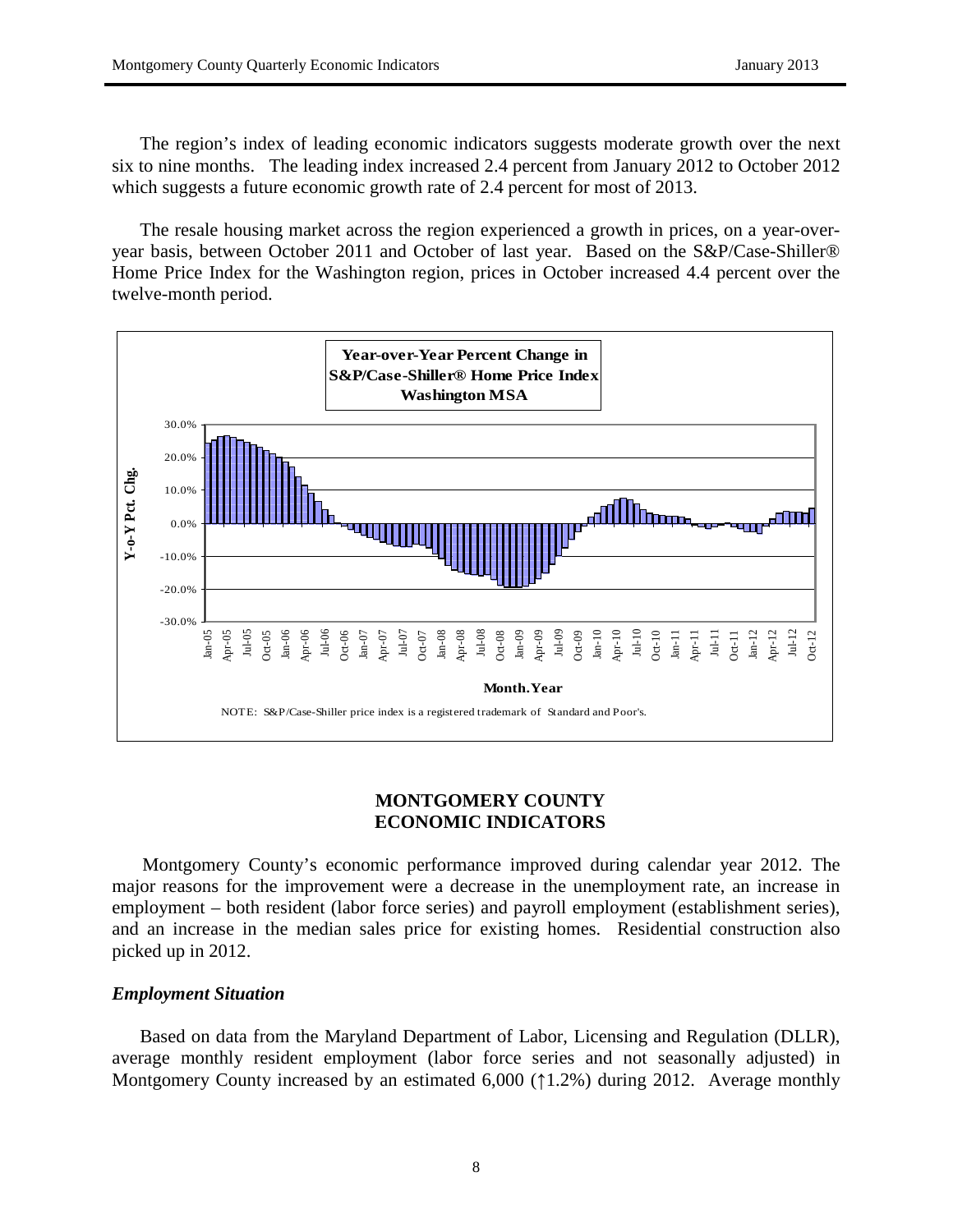The region's index of leading economic indicators suggests moderate growth over the next six to nine months. The leading index increased 2.4 percent from January 2012 to October 2012 which suggests a future economic growth rate of 2.4 percent for most of 2013.

The resale housing market across the region experienced a growth in prices, on a year-over-year basis, between October 2011 and October of last year. Based on the S&P/Case-Shiller® Home Price Index for the Washington region, prices in October increased 4.4 percent over the twelve-month period.

**Year-over-Year Percent Change in S&P/Case-Shiller® Home Price Index Washington MSA**

NOTE: S&P/Case-Shiller price index is a registered trademark of Standard and Poor's.

## MONTGOMERY COUNTY ECONOMIC INDICATORS

Montgomery County's economic performance improved during calendar year 2012. The major reasons for the improvement were a decrease in the unemployment rate, an increase in employment – both resident (labor force series) and payroll employment (establishment series), and an increase in the median sales price for existing homes. Residential construction also picked up in 2012.

### *Employment Situation*

Based on data from the Maryland Department of Labor, Licensing and Regulation (DLLR), average monthly resident employment (labor force series and not seasonally adjusted) in Montgomery County increased by an estimated 6,000 (↑1.2%) during 2012. Average monthly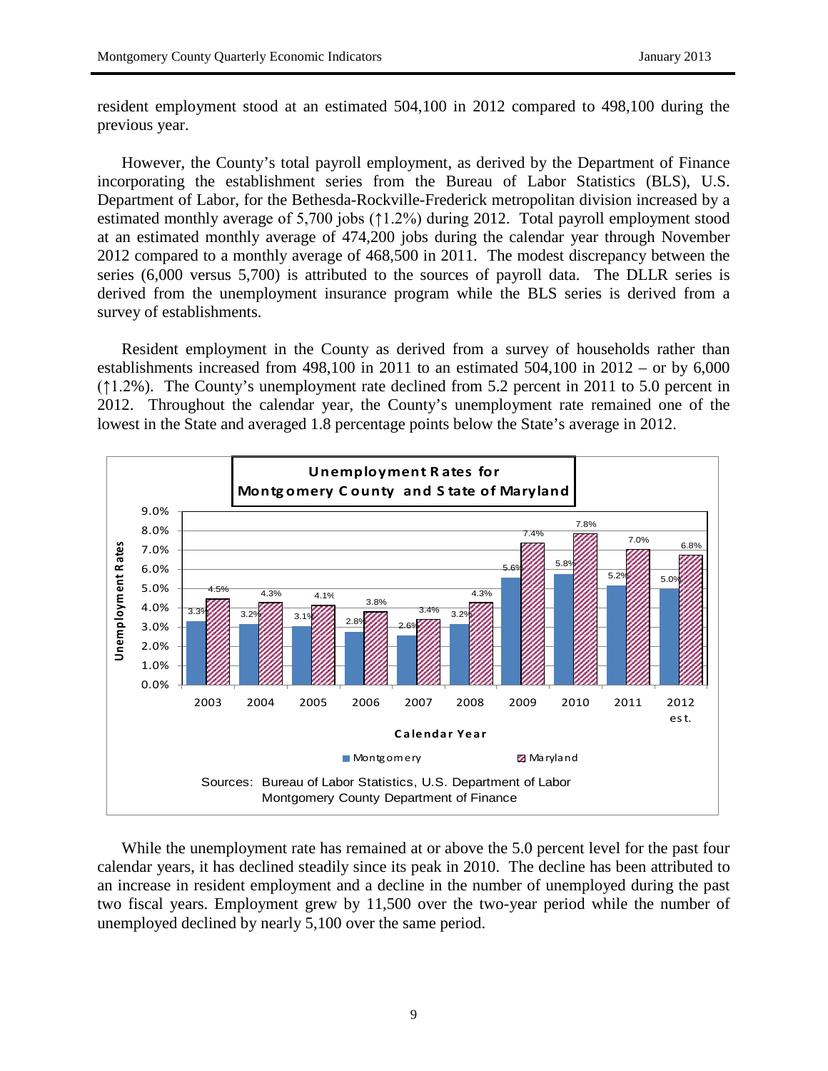resident employment stood at an estimated 504,100 in 2012 compared to 498,100 during the previous year.

However, the County's total payroll employment, as derived by the Department of Finance incorporating the establishment series from the Bureau of Labor Statistics (BLS), U.S. Department of Labor, for the Bethesda-Rockville-Frederick metropolitan division increased by a estimated monthly average of 5,700 jobs (↑1.2%) during 2012. Total payroll employment stood at an estimated monthly average of 474,200 jobs during the calendar year through November 2012 compared to a monthly average of 468,500 in 2011. The modest discrepancy between the series (6,000 versus 5,700) is attributed to the sources of payroll data. The DLLR series is derived from the unemployment insurance program while the BLS series is derived from a survey of establishments.

Resident employment in the County as derived from a survey of households rather than establishments increased from 498,100 in 2011 to an estimated 504,100 in 2012 – or by 6,000 (↑1.2%). The County's unemployment rate declined from 5.2 percent in 2011 to 5.0 percent in 2012. Throughout the calendar year, the County's unemployment rate remained one of the lowest in the State and averaged 1.8 percentage points below the State's average in 2012.

**Unemployment Rates for Montgomery County and State of Maryland**

Unemployment Rates

9.0%
8.0%
7.0%
6.0%
5.0%
4.0%
3.0%
2.0%
1.0%
0.0%

3.3% 4.5%
3.2% 4.3%
3.1% 4.1%
2.8% 3.8%
2.6% 3.4%
3.2% 4.3%
5.6% 7.4%
5.8% 7.8%
5.2% 7.0%
5.0% 6.8%

2003 2004 2005 2006 2007 2008 2009 2010 2011 2012 est.

Calendar Year

Montgomery
Maryland

Sources: Bureau of Labor Statistics, U.S. Department of Labor
Montgomery County Department of Finance

While the unemployment rate has remained at or above the 5.0 percent level for the past four calendar years, it has declined steadily since its peak in 2010. The decline has been attributed to an increase in resident employment and a decline in the number of unemployed during the past two fiscal years. Employment grew by 11,500 over the two-year period while the number of unemployed declined by nearly 5,100 over the same period.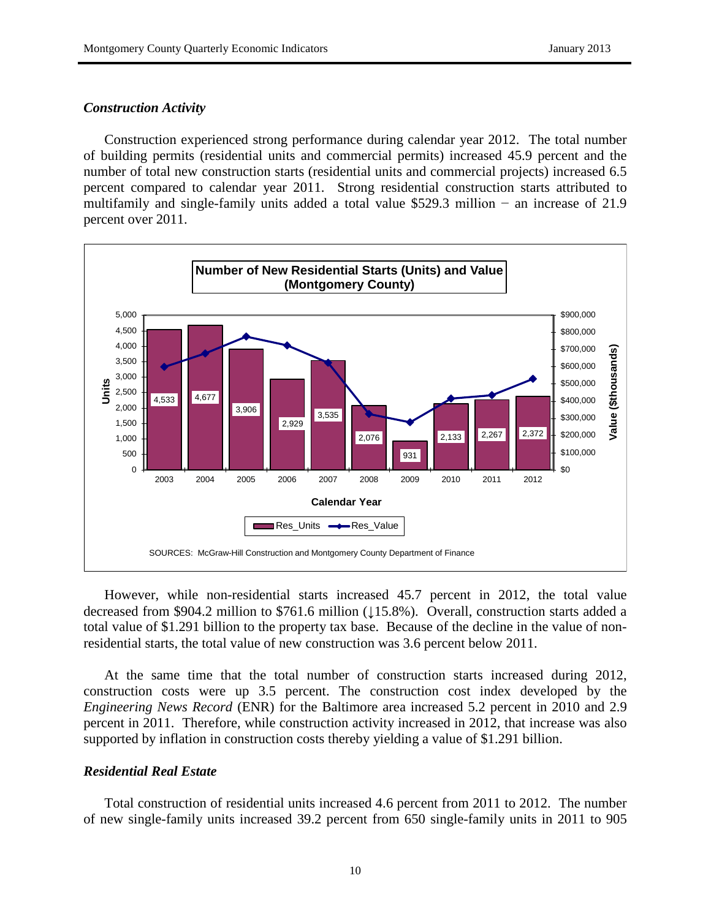### *Construction Activity*

Construction experienced strong performance during calendar year 2012. The total number of building permits (residential units and commercial permits) increased 45.9 percent and the number of total new construction starts (residential units and commercial projects) increased 6.5 percent compared to calendar year 2011. Strong residential construction starts attributed to multifamily and single-family units added a total value $529.3 million − an increase of 21.9 percent over 2011.

**Number of New Residential Starts (Units) and Value (Montgomery County)**

| Calendar Year | Res_Units |
|---|---|
| 2003 | 4,533 |
| 2004 | 4,677 |
| 2005 | 3,906 |
| 2006 | 2,929 |
| 2007 | 3,535 |
| 2008 | 2,076 |
| 2009 | 931 |
| 2010 | 2,133 |
| 2011 | 2,267 |
| 2012 | 2,372 |

SOURCES: McGraw-Hill Construction and Montgomery County Department of Finance

However, while non-residential starts increased 45.7 percent in 2012, the total value decreased from $904.2 million to $761.6 million (↓15.8%). Overall, construction starts added a total value of $1.291 billion to the property tax base. Because of the decline in the value of non-residential starts, the total value of new construction was 3.6 percent below 2011.

At the same time that the total number of construction starts increased during 2012, construction costs were up 3.5 percent. The construction cost index developed by the *Engineering News Record* (ENR) for the Baltimore area increased 5.2 percent in 2010 and 2.9 percent in 2011. Therefore, while construction activity increased in 2012, that increase was also supported by inflation in construction costs thereby yielding a value of $1.291 billion.

### *Residential Real Estate*

Total construction of residential units increased 4.6 percent from 2011 to 2012. The number of new single-family units increased 39.2 percent from 650 single-family units in 2011 to 905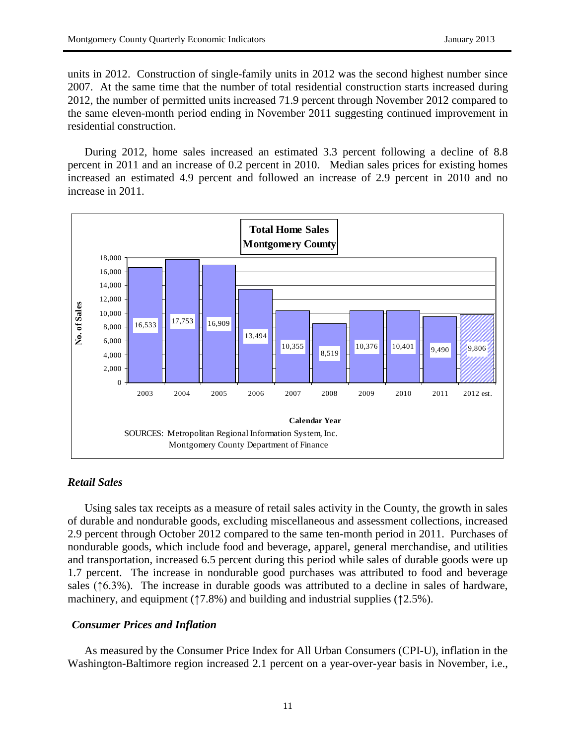units in 2012. Construction of single-family units in 2012 was the second highest number since 2007. At the same time that the number of total residential construction starts increased during 2012, the number of permitted units increased 71.9 percent through November 2012 compared to the same eleven-month period ending in November 2011 suggesting continued improvement in residential construction.

During 2012, home sales increased an estimated 3.3 percent following a decline of 8.8 percent in 2011 and an increase of 0.2 percent in 2010. Median sales prices for existing homes increased an estimated 4.9 percent and followed an increase of 2.9 percent in 2010 and no increase in 2011.

**Total Home Sales**
**Montgomery County**

No. of Sales

18,000
16,000
14,000
12,000
10,000
8,000
6,000
4,000
2,000
0

16,533
17,753
16,909
13,494
10,355
8,519
10,376
10,401
9,490
9,806

2003
2004
2005
2006
2007
2008
2009
2010
2011
2012 est.

**Calendar Year**

SOURCES: Metropolitan Regional Information System, Inc.
Montgomery County Department of Finance

### *Retail Sales*

Using sales tax receipts as a measure of retail sales activity in the County, the growth in sales of durable and nondurable goods, excluding miscellaneous and assessment collections, increased 2.9 percent through October 2012 compared to the same ten-month period in 2011. Purchases of nondurable goods, which include food and beverage, apparel, general merchandise, and utilities and transportation, increased 6.5 percent during this period while sales of durable goods were up 1.7 percent. The increase in nondurable good purchases was attributed to food and beverage sales (↑6.3%). The increase in durable goods was attributed to a decline in sales of hardware, machinery, and equipment (↑7.8%) and building and industrial supplies (↑2.5%).

### *Consumer Prices and Inflation*

As measured by the Consumer Price Index for All Urban Consumers (CPI-U), inflation in the Washington-Baltimore region increased 2.1 percent on a year-over-year basis in November, i.e.,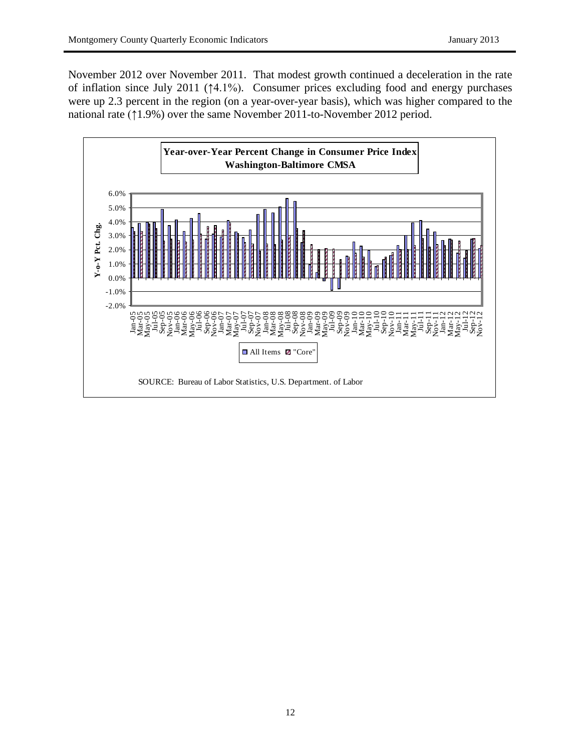November 2012 over November 2011. That modest growth continued a deceleration in the rate of inflation since July 2011 (↑4.1%). Consumer prices excluding food and energy purchases were up 2.3 percent in the region (on a year-over-year basis), which was higher compared to the national rate (↑1.9%) over the same November 2011-to-November 2012 period.

**Year-over-Year Percent Change in Consumer Price Index**
**Washington-Baltimore CMSA**

Y-o-Y Pct. Chg.

6.0%
5.0%
4.0%
3.0%
2.0%
1.0%
0.0%
-1.0%
-2.0%

Jan-05 Mar-05 May-05 Jul-05 Sep-05 Nov-05 Jan-06 Mar-06 May-06 Jul-06 Sep-06 Nov-06 Jan-07 Mar-07 May-07 Jul-07 Sep-07 Nov-07 Jan-08 Mar-08 May-08 Jul-08 Sep-08 Nov-08 Jan-09 Mar-09 May-09 Jul-09 Sep-09 Nov-09 Jan-10 Mar-10 May-10 Jul-10 Sep-10 Nov-10 Jan-11 Mar-11 May-11 Jul-11 Sep-11 Nov-11 Jan-12 Mar-12 May-12 Jul-12 Sep-12 Nov-12

All Items "Core"

SOURCE: Bureau of Labor Statistics, U.S. Department. of Labor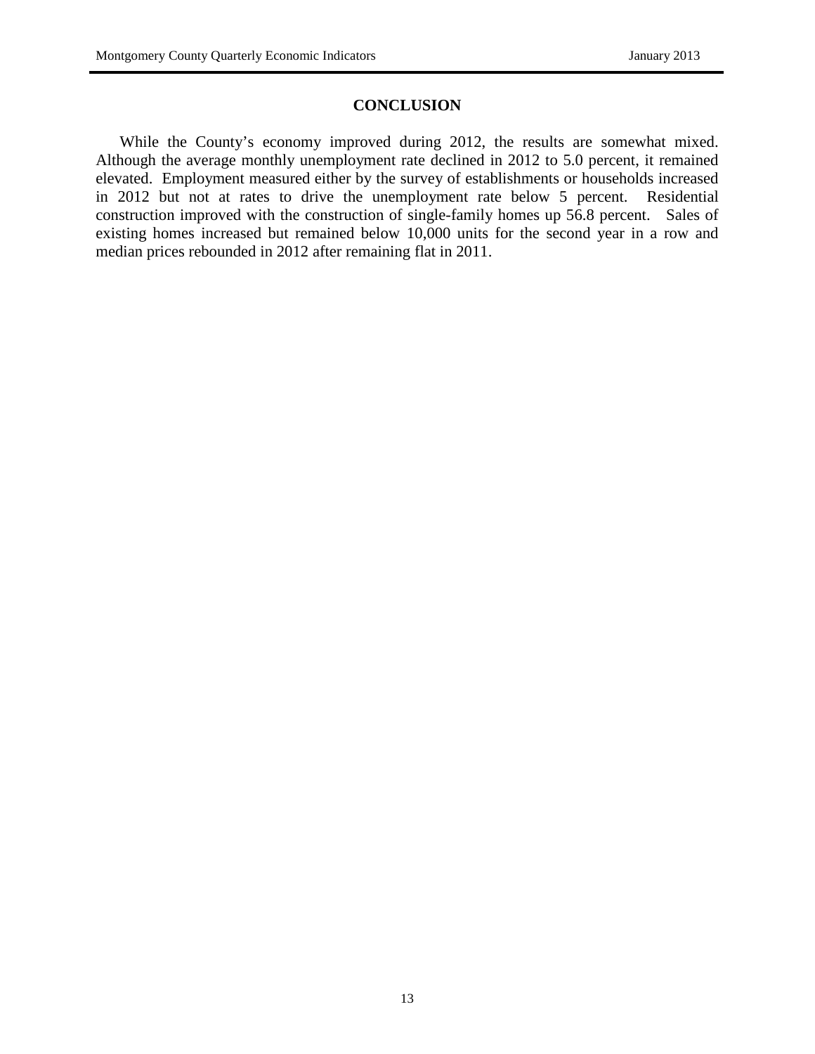## CONCLUSION

While the County's economy improved during 2012, the results are somewhat mixed. Although the average monthly unemployment rate declined in 2012 to 5.0 percent, it remained elevated. Employment measured either by the survey of establishments or households increased in 2012 but not at rates to drive the unemployment rate below 5 percent. Residential construction improved with the construction of single-family homes up 56.8 percent. Sales of existing homes increased but remained below 10,000 units for the second year in a row and median prices rebounded in 2012 after remaining flat in 2011.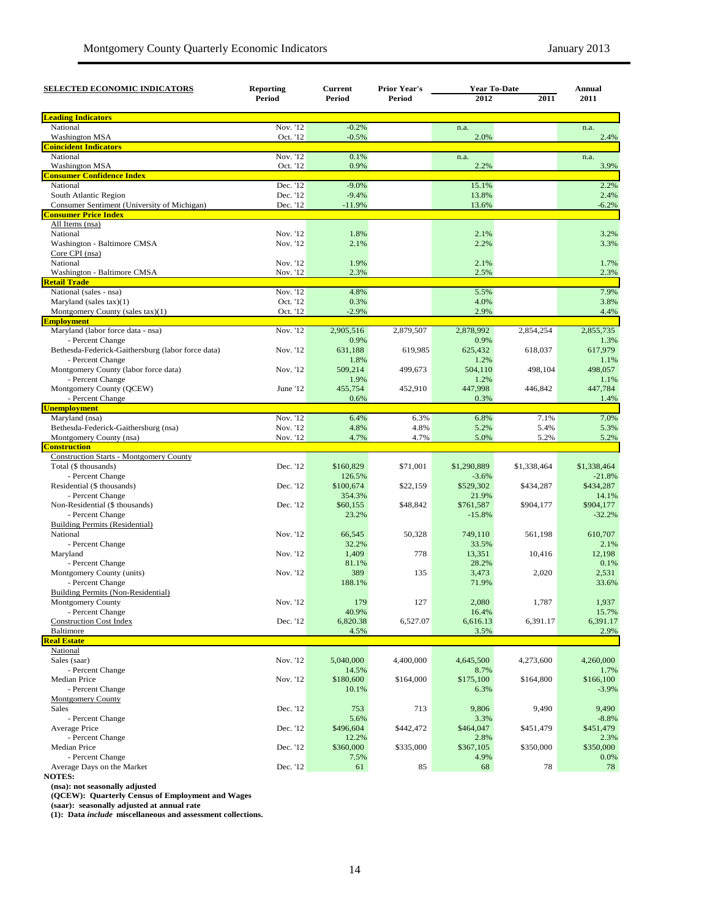| SELECTED ECONOMIC INDICATORS | Reporting Period | Current Period | Prior Year's Period | Year To-Date 2012 | Year To-Date 2011 | Annual 2011 |
|---|---|---|---|---|---|---|
| **Leading Indicators** | | | | | | |
| National | Nov. '12 | -0.2% | | n.a. | | n.a. |
| Washington MSA | Oct. '12 | -0.5% | | 2.0% | | 2.4% |
| **Coincident Indicators** | | | | | | |
| National | Nov. '12 | 0.1% | | n.a. | | n.a. |
| Washington MSA | Oct. '12 | 0.9% | | 2.2% | | 3.9% |
| **Consumer Confidence Index** | | | | | | |
| National | Dec. '12 | -9.0% | | 15.1% | | 2.2% |
| South Atlantic Region | Dec. '12 | -9.4% | | 13.8% | | 2.4% |
| Consumer Sentiment (University of Michigan) | Dec. '12 | -11.9% | | 13.6% | | -6.2% |
| **Consumer Price Index** | | | | | | |
| All Items (nsa) | | | | | | |
| National | Nov. '12 | 1.8% | | 2.1% | | 3.2% |
| Washington - Baltimore CMSA | Nov. '12 | 2.1% | | 2.2% | | 3.3% |
| Core CPI (nsa) | | | | | | |
| National | Nov. '12 | 1.9% | | 2.1% | | 1.7% |
| Washington - Baltimore CMSA | Nov. '12 | 2.3% | | 2.5% | | 2.3% |
| **Retail Trade** | | | | | | |
| National (sales - nsa) | Nov. '12 | 4.8% | | 5.5% | | 7.9% |
| Maryland (sales tax)(1) | Oct. '12 | 0.3% | | 4.0% | | 3.8% |
| Montgomery County (sales tax)(1) | Oct. '12 | -2.9% | | 2.9% | | 4.4% |
| **Employment** | | | | | | |
| Maryland (labor force data - nsa) | Nov. '12 | 2,905,516 | 2,879,507 | 2,878,992 | 2,854,254 | 2,855,735 |
| - Percent Change | | 0.9% | | 0.9% | | 1.3% |
| Bethesda-Federick-Gaithersburg (labor force data) | Nov. '12 | 631,188 | 619,985 | 625,432 | 618,037 | 617,979 |
| - Percent Change | | 1.8% | | 1.2% | | 1.1% |
| Montgomery County (labor force data) | Nov. '12 | 509,214 | 499,673 | 504,110 | 498,104 | 498,057 |
| - Percent Change | | 1.9% | | 1.2% | | 1.1% |
| Montgomery County (QCEW) | June '12 | 455,754 | 452,910 | 447,998 | 446,842 | 447,784 |
| - Percent Change | | 0.6% | | 0.3% | | 1.4% |
| **Unemployment** | | | | | | |
| Maryland (nsa) | Nov. '12 | 6.4% | 6.3% | 6.8% | 7.1% | 7.0% |
| Bethesda-Federick-Gaithersburg (nsa) | Nov. '12 | 4.8% | 4.8% | 5.2% | 5.4% | 5.3% |
| Montgomery County (nsa) | Nov. '12 | 4.7% | 4.7% | 5.0% | 5.2% | 5.2% |
| **Construction** | | | | | | |
| Construction Starts - Montgomery County | | | | | | |
| Total ($ thousands) | Dec. '12 | $160,829 | $71,001 | $1,290,889 | $1,338,464 | $1,338,464 |
| - Percent Change | | 126.5% | | -3.6% | | -21.8% |
| Residential ($ thousands) | Dec. '12 | $100,674 | $22,159 | $529,302 | $434,287 | $434,287 |
| - Percent Change | | 354.3% | | 21.9% | | 14.1% |
| Non-Residential ($ thousands) | Dec. '12 | $60,155 | $48,842 | $761,587 | $904,177 | $904,177 |
| - Percent Change | | 23.2% | | -15.8% | | -32.2% |
| Building Permits (Residential) | | | | | | |
| National | Nov. '12 | 66,545 | 50,328 | 749,110 | 561,198 | 610,707 |
| - Percent Change | | 32.2% | | 33.5% | | 2.1% |
| Maryland | Nov. '12 | 1,409 | 778 | 13,351 | 10,416 | 12,198 |
| - Percent Change | | 81.1% | | 28.2% | | 0.1% |
| Montgomery County (units) | Nov. '12 | 389 | 135 | 3,473 | 2,020 | 2,531 |
| - Percent Change | | 188.1% | | 71.9% | | 33.6% |
| Building Permits (Non-Residential) | | | | | | |
| Montgomery County | Nov. '12 | 179 | 127 | 2,080 | 1,787 | 1,937 |
| - Percent Change | | 40.9% | | 16.4% | | 15.7% |
| Construction Cost Index | Dec. '12 | 6,820.38 | 6,527.07 | 6,616.13 | 6,391.17 | 6,391.17 |
| Baltimore | | 4.5% | | 3.5% | | 2.9% |
| **Real Estate** | | | | | | |
| National | | | | | | |
| Sales (saar) | Nov. '12 | 5,040,000 | 4,400,000 | 4,645,500 | 4,273,600 | 4,260,000 |
| - Percent Change | | 14.5% | | 8.7% | | 1.7% |
| Median Price | Nov. '12 | $180,600 | $164,000 | $175,100 | $164,800 | $166,100 |
| - Percent Change | | 10.1% | | 6.3% | | -3.9% |
| Montgomery County | | | | | | |
| Sales | Dec. '12 | 753 | 713 | 9,806 | 9,490 | 9,490 |
| - Percent Change | | 5.6% | | 3.3% | | -8.8% |
| Average Price | Dec. '12 | $496,604 | $442,472 | $464,047 | $451,479 | $451,479 |
| - Percent Change | | 12.2% | | 2.8% | | 2.3% |
| Median Price | Dec. '12 | $360,000 | $335,000 | $367,105 | $350,000 | $350,000 |
| - Percent Change | | 7.5% | | 4.9% | | 0.0% |
| Average Days on the Market | Dec. '12 | 61 | 85 | 68 | 78 | 78 |

**NOTES:**

**(nsa): not seasonally adjusted**

**(QCEW): Quarterly Census of Employment and Wages**

**(saar): seasonally adjusted at annual rate**

**(1): Data *include* miscellaneous and assessment collections.**